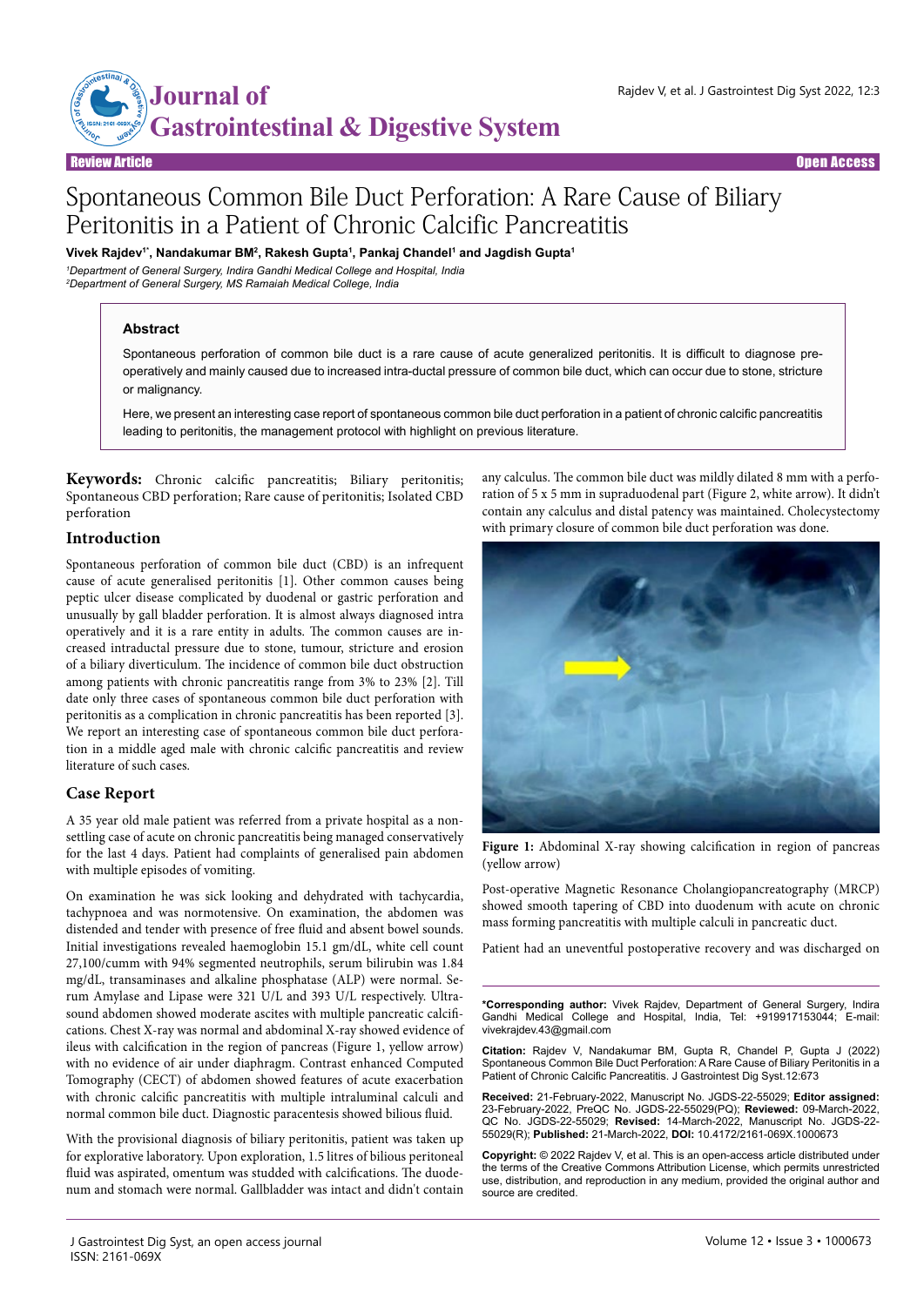# Spontaneous Common Bile Duct Perforation: A Rare Cause of Biliary Peritonitis in a Patient of Chronic Calcific Pancreatitis

**Vivek Rajdev[1*], Nandakumar BM[2], Rakesh Gupta[1], Pankaj Chandel[1] and Jagdish Gupta[1]**

*[1]Department of General Surgery, Indira Gandhi Medical College and Hospital, India*
*[2]Department of General Surgery, MS Ramaiah Medical College, India*

## Abstract

Spontaneous perforation of common bile duct is a rare cause of acute generalized peritonitis. It is difficult to diagnose pre-operatively and mainly caused due to increased intra-ductal pressure of common bile duct, which can occur due to stone, stricture or malignancy.

Here, we present an interesting case report of spontaneous common bile duct perforation in a patient of chronic calcific pancreatitis leading to peritonitis, the management protocol with highlight on previous literature.

**Keywords:** Chronic calcific pancreatitis; Biliary peritonitis; Spontaneous CBD perforation; Rare cause of peritonitis; Isolated CBD perforation

## Introduction

Spontaneous perforation of common bile duct (CBD) is an infrequent cause of acute generalised peritonitis [1]. Other common causes being peptic ulcer disease complicated by duodenal or gastric perforation and unusually by gall bladder perforation. It is almost always diagnosed intra operatively and it is a rare entity in adults. The common causes are increased intraductal pressure due to stone, tumour, stricture and erosion of a biliary diverticulum. The incidence of common bile duct obstruction among patients with chronic pancreatitis range from 3% to 23% [2]. Till date only three cases of spontaneous common bile duct perforation with peritonitis as a complication in chronic pancreatitis has been reported [3]. We report an interesting case of spontaneous common bile duct perforation in a middle aged male with chronic calcific pancreatitis and review literature of such cases.

## Case Report

A 35 year old male patient was referred from a private hospital as a non-settling case of acute on chronic pancreatitis being managed conservatively for the last 4 days. Patient had complaints of generalised pain abdomen with multiple episodes of vomiting.

On examination he was sick looking and dehydrated with tachycardia, tachypnoea and was normotensive. On examination, the abdomen was distended and tender with presence of free fluid and absent bowel sounds. Initial investigations revealed haemoglobin 15.1 gm/dL, white cell count 27,100/cumm with 94% segmented neutrophils, serum bilirubin was 1.84 mg/dL, transaminases and alkaline phosphatase (ALP) were normal. Serum Amylase and Lipase were 321 U/L and 393 U/L respectively. Ultrasound abdomen showed moderate ascites with multiple pancreatic calcifications. Chest X-ray was normal and abdominal X-ray showed evidence of ileus with calcification in the region of pancreas (Figure 1, yellow arrow) with no evidence of air under diaphragm. Contrast enhanced Computed Tomography (CECT) of abdomen showed features of acute exacerbation with chronic calcific pancreatitis with multiple intraluminal calculi and normal common bile duct. Diagnostic paracentesis showed bilious fluid.

With the provisional diagnosis of biliary peritonitis, patient was taken up for explorative laboratory. Upon exploration, 1.5 litres of bilious peritoneal fluid was aspirated, omentum was studded with calcifications. The duodenum and stomach were normal. Gallbladder was intact and didn't contain any calculus. The common bile duct was mildly dilated 8 mm with a perforation of 5 x 5 mm in supraduodenal part (Figure 2, white arrow). It didn't contain any calculus and distal patency was maintained. Cholecystectomy with primary closure of common bile duct perforation was done.

**Figure 1:** Abdominal X-ray showing calcification in region of pancreas (yellow arrow)

Post-operative Magnetic Resonance Cholangiopancreatography (MRCP) showed smooth tapering of CBD into duodenum with acute on chronic mass forming pancreatitis with multiple calculi in pancreatic duct.

Patient had an uneventful postoperative recovery and was discharged on

**\*Corresponding author:** Vivek Rajdev, Department of General Surgery, Indira Gandhi Medical College and Hospital, India, Tel: +919917153044; E-mail: vivekrajdev.43@gmail.com

**Citation:** Rajdev V, Nandakumar BM, Gupta R, Chandel P, Gupta J (2022) Spontaneous Common Bile Duct Perforation: A Rare Cause of Biliary Peritonitis in a Patient of Chronic Calcific Pancreatitis. J Gastrointest Dig Syst.12:673

**Received:** 21-February-2022, Manuscript No. JGDS-22-55029; **Editor assigned:** 23-February-2022, PreQC No. JGDS-22-55029(PQ); **Reviewed:** 09-March-2022, QC No. JGDS-22-55029; **Revised:** 14-March-2022, Manuscript No. JGDS-22-55029(R); **Published:** 21-March-2022, **DOI:** 10.4172/2161-069X.1000673

**Copyright:** © 2022 Rajdev V, et al. This is an open-access article distributed under the terms of the Creative Commons Attribution License, which permits unrestricted use, distribution, and reproduction in any medium, provided the original author and source are credited.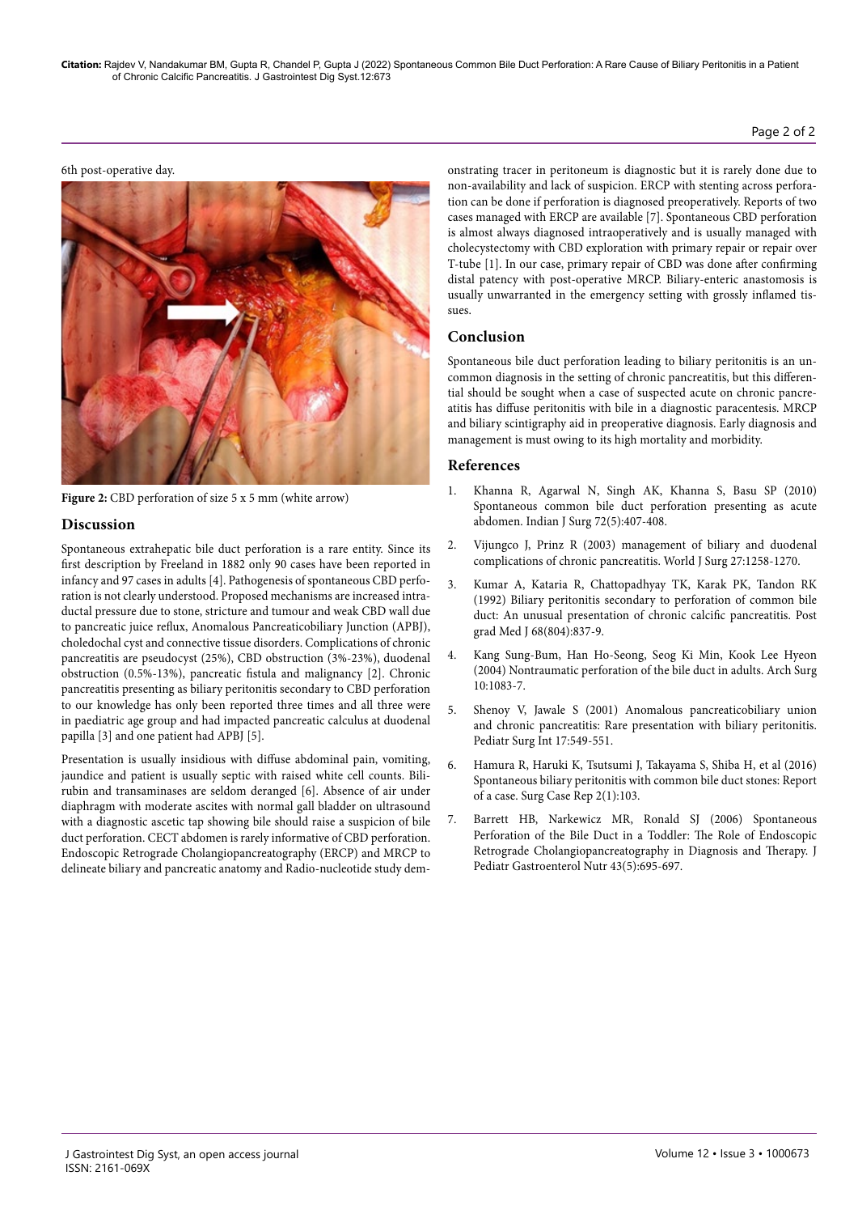6th post-operative day.

**Figure 2:** CBD perforation of size 5 x 5 mm (white arrow)

## Discussion

Spontaneous extrahepatic bile duct perforation is a rare entity. Since its first description by Freeland in 1882 only 90 cases have been reported in infancy and 97 cases in adults [4]. Pathogenesis of spontaneous CBD perforation is not clearly understood. Proposed mechanisms are increased intraductal pressure due to stone, stricture and tumour and weak CBD wall due to pancreatic juice reflux, Anomalous Pancreaticobiliary Junction (APBJ), choledochal cyst and connective tissue disorders. Complications of chronic pancreatitis are pseudocyst (25%), CBD obstruction (3%-23%), duodenal obstruction (0.5%-13%), pancreatic fistula and malignancy [2]. Chronic pancreatitis presenting as biliary peritonitis secondary to CBD perforation to our knowledge has only been reported three times and all three were in paediatric age group and had impacted pancreatic calculus at duodenal papilla [3] and one patient had APBJ [5].

Presentation is usually insidious with diffuse abdominal pain, vomiting, jaundice and patient is usually septic with raised white cell counts. Bilirubin and transaminases are seldom deranged [6]. Absence of air under diaphragm with moderate ascites with normal gall bladder on ultrasound with a diagnostic ascetic tap showing bile should raise a suspicion of bile duct perforation. CECT abdomen is rarely informative of CBD perforation. Endoscopic Retrograde Cholangiopancreatography (ERCP) and MRCP to delineate biliary and pancreatic anatomy and Radio-nucleotide study demonstrating tracer in peritoneum is diagnostic but it is rarely done due to non-availability and lack of suspicion. ERCP with stenting across perforation can be done if perforation is diagnosed preoperatively. Reports of two cases managed with ERCP are available [7]. Spontaneous CBD perforation is almost always diagnosed intraoperatively and is usually managed with cholecystectomy with CBD exploration with primary repair or repair over T-tube [1]. In our case, primary repair of CBD was done after confirming distal patency with post-operative MRCP. Biliary-enteric anastomosis is usually unwarranted in the emergency setting with grossly inflamed tissues.

## Conclusion

Spontaneous bile duct perforation leading to biliary peritonitis is an uncommon diagnosis in the setting of chronic pancreatitis, but this differential should be sought when a case of suspected acute on chronic pancreatitis has diffuse peritonitis with bile in a diagnostic paracentesis. MRCP and biliary scintigraphy aid in preoperative diagnosis. Early diagnosis and management is must owing to its high mortality and morbidity.

## References

1. Khanna R, Agarwal N, Singh AK, Khanna S, Basu SP (2010) Spontaneous common bile duct perforation presenting as acute abdomen. Indian J Surg 72(5):407-408.
2. Vijungco J, Prinz R (2003) management of biliary and duodenal complications of chronic pancreatitis. World J Surg 27:1258-1270.
3. Kumar A, Kataria R, Chattopadhyay TK, Karak PK, Tandon RK (1992) Biliary peritonitis secondary to perforation of common bile duct: An unusual presentation of chronic calcific pancreatitis. Post grad Med J 68(804):837-9.
4. Kang Sung-Bum, Han Ho-Seong, Seog Ki Min, Kook Lee Hyeon (2004) Nontraumatic perforation of the bile duct in adults. Arch Surg 10:1083-7.
5. Shenoy V, Jawale S (2001) Anomalous pancreaticobiliary union and chronic pancreatitis: Rare presentation with biliary peritonitis. Pediatr Surg Int 17:549-551.
6. Hamura R, Haruki K, Tsutsumi J, Takayama S, Shiba H, et al (2016) Spontaneous biliary peritonitis with common bile duct stones: Report of a case. Surg Case Rep 2(1):103.
7. Barrett HB, Narkewicz MR, Ronald SJ (2006) Spontaneous Perforation of the Bile Duct in a Toddler: The Role of Endoscopic Retrograde Cholangiopancreatography in Diagnosis and Therapy. J Pediatr Gastroenterol Nutr 43(5):695-697.